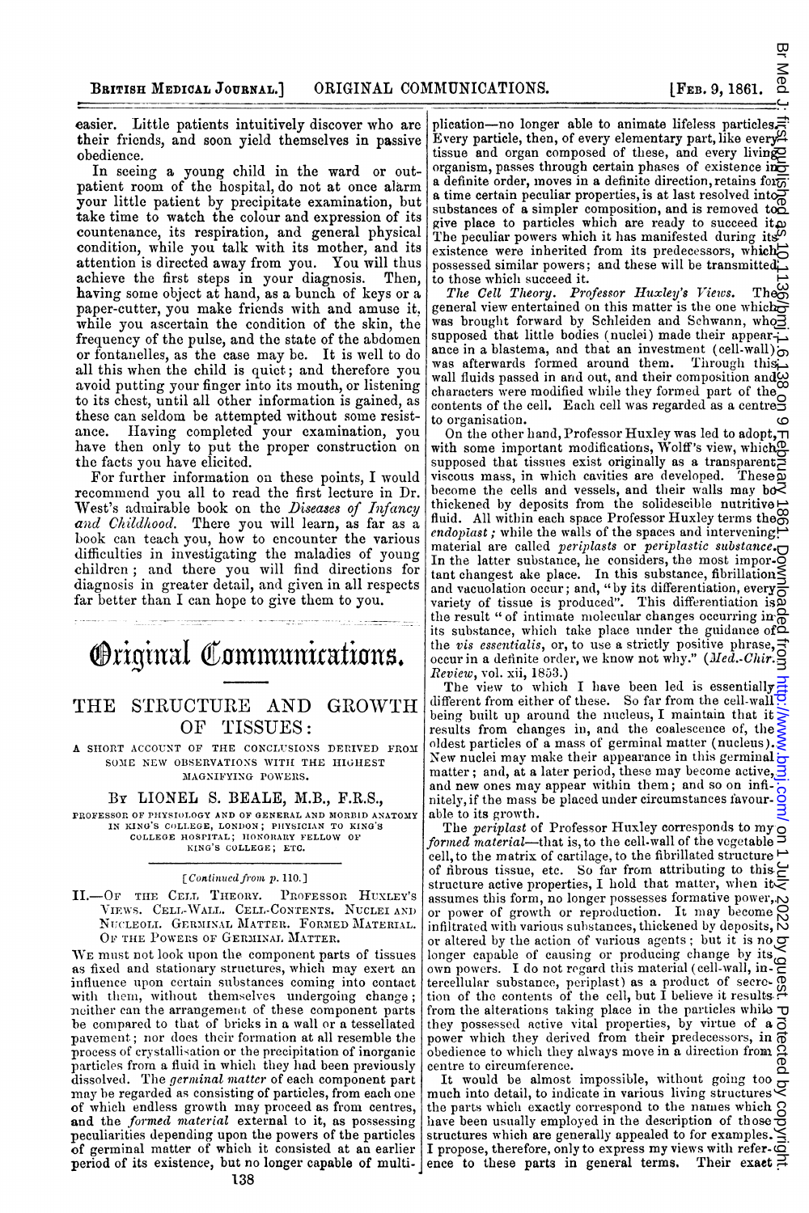easier. Little patients intuitively discover who are their friends, and soon yield themselves in passive obedience.

In seeing a young child in the ward or out-patient room of the hospital, do not at once alarm your little patient by precipitate examination, but take time to watch the colour and expression of its countenance, its respiration, and general physical condition, while you talk with its mother, and its attention is directed away from you. You will thus achieve the first steps in your diagnosis. Then, having some object at hand, as a bunch of keys or a paper-cutter, you make friends with and amuse it, while you ascertain the condition of the skin, the frequency of the pulse, and the state of the abdomen or fontanelles, as the case may be. It is well to do all this when the child is quiet; and therefore you avoid putting your finger into its mouth, or listening to its chest, until all other information is gained, as these can seldom be attempted without some resistance. Having completed your examination, you have then only to put the proper construction on the facts you have elicited.

For further information on these points, I would recommend you all to read the first lecture in Dr. West's admirable book on the *Diseases of Infancy and Childhood*. There you will learn, as far as a book can teach you, how to encounter the various difficulties in investigating the maladies of young children; and there you will find directions for diagnosis in greater detail, and given in all respects far better than I can hope to give them to you.

# Original Communications.

## THE STRUCTURE AND GROWTH OF TISSUES:

### A SHORT ACCOUNT OF THE CONCLUSIONS DERIVED FROM SOME NEW OBSERVATIONS WITH THE HIGHEST MAGNIFYING POWERS.

By LIONEL S. BEALE, M.B., F.R.S.,

PROFESSOR OF PHYSIOLOGY AND OF GENERAL AND MORBID ANATOMY IN KING'S COLLEGE, LONDON; PHYSICIAN TO KING'S COLLEGE HOSPITAL; HONORARY FELLOW OF KING'S COLLEGE; ETC.

[*Continued from p. 110.*]

II.—OF THE CELL THEORY. PROFESSOR HUXLEY'S VIEWS. CELL-WALL. CELL-CONTENTS. NUCLEI AND NUCLEOLI. GERMINAL MATTER. FORMED MATERIAL. OF THE POWERS OF GERMINAL MATTER.

WE must not look upon the component parts of tissues as fixed and stationary structures, which may exert an influence upon certain substances coming into contact with them, without themselves undergoing change; neither can the arrangement of these component parts be compared to that of bricks in a wall or a tessellated pavement; nor does their formation at all resemble the process of crystallisation or the precipitation of inorganic particles from a fluid in which they had been previously dissolved. The *germinal matter* of each component part may be regarded as consisting of particles, from each one of which endless growth may proceed as from centres, and the *formed material* external to it, as possessing peculiarities depending upon the powers of the particles of germinal matter of which it consisted at an earlier period of its existence, but no longer capable of multiplication—no longer able to animate lifeless particles. Every particle, then, of every elementary part, like every tissue and organ composed of these, and every living organism, passes through certain phases of existence in a definite order, moves in a definite direction, retains for a time certain peculiar properties, is at last resolved into substances of a simpler composition, and is removed to give place to particles which are ready to succeed it. The peculiar powers which it has manifested during its existence were inherited from its predecessors, which possessed similar powers; and these will be transmitted to those which succeed it.

*The Cell Theory. Professor Huxley's Views.* The general view entertained on this matter is the one which was brought forward by Schleiden and Schwann, who supposed that little bodies (nuclei) made their appearance in a blastema, and that an investment (cell-wall) was afterwards formed around them. Through this wall fluids passed in and out, and their composition and characters were modified while they formed part of the contents of the cell. Each cell was regarded as a centre to organisation.

On the other hand, Professor Huxley was led to adopt, with some important modifications, Wolff's view, which supposed that tissues exist originally as a transparent viscous mass, in which cavities are developed. These become the cells and vessels, and their walls may be thickened by deposits from the solidescible nutritive fluid. All within each space Professor Huxley terms the *endoplast*; while the walls of the spaces and intervening material are called *periplasts* or *periplastic substance*. In the latter substance, he considers, the most important changes take place. In this substance, fibrillation and vacuolation occur; and, "by its differentiation, every variety of tissue is produced". This differentiation is the result "of intimate molecular changes occurring in its substance, which take place under the guidance of the *vis essentialis*, or, to use a strictly positive phrase, occur in a definite order, we know not why." (*Med.-Chir. Review*, vol. xii, 1853.)

The view to which I have been led is essentially different from either of these. So far from the cell-wall being built up around the nucleus, I maintain that it results from changes in, and the coalescence of, the oldest particles of a mass of germinal matter (nucleus). New nuclei may make their appearance in this germinal matter; and, at a later period, these may become active, and new ones may appear within them; and so on infinitely, if the mass be placed under circumstances favourable to its growth.

The *periplast* of Professor Huxley corresponds to my *formed material*—that is, to the cell-wall of the vegetable cell, to the matrix of cartilage, to the fibrillated structure of fibrous tissue, etc. So far from attributing to this structure active properties, I hold that matter, when it assumes this form, no longer possesses formative power, or power of growth or reproduction. It may become infiltrated with various substances, thickened by deposits, or altered by the action of various agents; but it is no longer capable of causing or producing change by its own powers. I do not regard this material (cell-wall, intercellular substance, periplast) as a product of secretion of the contents of the cell, but I believe it results from the alterations taking place in the particles while they possessed active vital properties, by virtue of a power which they derived from their predecessors, in obedience to which they always move in a direction from centre to circumference.

It would be almost impossible, without going too much into detail, to indicate in various living structures the parts which exactly correspond to the names which have been usually employed in the description of those structures which are generally appealed to for examples. I propose, therefore, only to express my views with reference to these parts in general terms. Their exact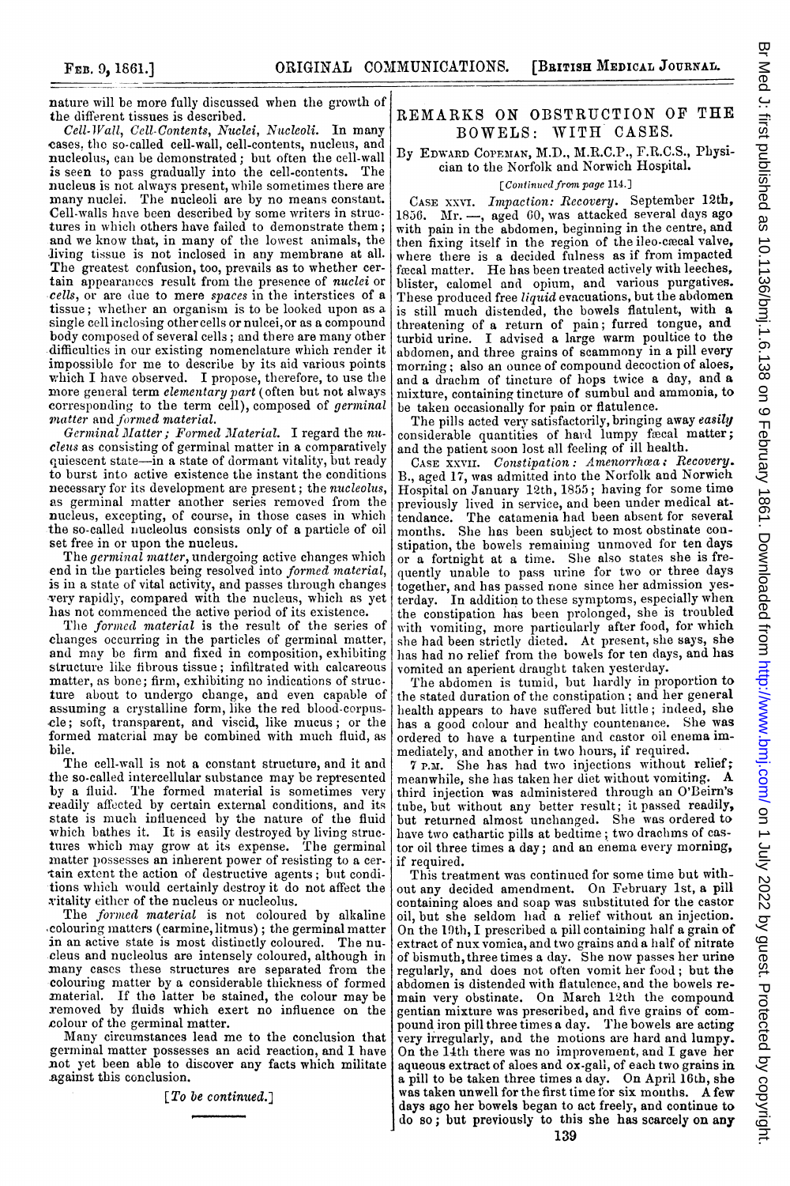nature will be more fully discussed when the growth of the different tissues is described.

*Cell-Wall, Cell-Contents, Nuclei, Nucleoli.* In many cases, the so-called cell-wall, cell-contents, nucleus, and nucleolus, can be demonstrated; but often the cell-wall is seen to pass gradually into the cell-contents. The nucleus is not always present, while sometimes there are many nuclei. The nucleoli are by no means constant. Cell-walls have been described by some writers in structures in which others have failed to demonstrate them; and we know that, in many of the lowest animals, the living tissue is not inclosed in any membrane at all. The greatest confusion, too, prevails as to whether certain appearances result from the presence of *nuclei* or *cells*, or are due to mere *spaces* in the interstices of a tissue; whether an organism is to be looked upon as a single cell inclosing other cells or nulcei, or as a compound body composed of several cells; and there are many other difficulties in our existing nomenclature which render it impossible for me to describe by its aid various points which I have observed. I propose, therefore, to use the more general term *elementary part* (often but not always corresponding to the term cell), composed of *germinal matter* and *formed material*.

*Germinal Matter; Formed Material.* I regard the *nucleus* as consisting of germinal matter in a comparatively quiescent state—in a state of dormant vitality, but ready to burst into active existence the instant the conditions necessary for its development are present; the *nucleolus*, as germinal matter another series removed from the nucleus, excepting, of course, in those cases in which the so-called nucleolus consists only of a particle of oil set free in or upon the nucleus.

The *germinal matter*, undergoing active changes which end in the particles being resolved into *formed material*, is in a state of vital activity, and passes through changes very rapidly, compared with the nucleus, which as yet has not commenced the active period of its existence.

The *formed material* is the result of the series of changes occurring in the particles of germinal matter, and may be firm and fixed in composition, exhibiting structure like fibrous tissue; infiltrated with calcareous matter, as bone; firm, exhibiting no indications of structure about to undergo change, and even capable of assuming a crystalline form, like the red blood-corpuscle; soft, transparent, and viscid, like mucus; or the formed material may be combined with much fluid, as bile.

The cell-wall is not a constant structure, and it and the so-called intercellular substance may be represented by a fluid. The formed material is sometimes very readily affected by certain external conditions, and its state is much influenced by the nature of the fluid which bathes it. It is easily destroyed by living structures which may grow at its expense. The germinal matter possesses an inherent power of resisting to a certain extent the action of destructive agents; but conditions which would certainly destroy it do not affect the vitality either of the nucleus or nucleolus.

The *formed material* is not coloured by alkaline colouring matters (carmine, litmus); the germinal matter in an active state is most distinctly coloured. The nucleus and nucleolus are intensely coloured, although in many cases these structures are separated from the colouring matter by a considerable thickness of formed material. If the latter be stained, the colour may be removed by fluids which exert no influence on the colour of the germinal matter.

Many circumstances lead me to the conclusion that germinal matter possesses an acid reaction, and I have not yet been able to discover any facts which militate against this conclusion.

[*To be continued.*]

## REMARKS ON OBSTRUCTION OF THE BOWELS: WITH CASES.

By Edward Copeman, M.D., M.R.C.P., F.R.C.S., Physician to the Norfolk and Norwich Hospital.

[*Continued from page* 114.]

Case xxvi. *Impaction: Recovery.* September 12th, 1856. Mr. —, aged 60, was attacked several days ago with pain in the abdomen, beginning in the centre, and then fixing itself in the region of the ileo-cæcal valve, where there is a decided fulness as if from impacted fæcal matter. He has been treated actively with leeches, blister, calomel and opium, and various purgatives. These produced free *liquid* evacuations, but the abdomen is still much distended, the bowels flatulent, with a threatening of a return of pain; furred tongue, and turbid urine. I advised a large warm poultice to the abdomen, and three grains of scammony in a pill every morning; also an ounce of compound decoction of aloes, and a drachm of tincture of hops twice a day, and a mixture, containing tincture of sumbul and ammonia, to be taken occasionally for pain or flatulence.

The pills acted very satisfactorily, bringing away *easily* considerable quantities of hard lumpy fæcal matter; and the patient soon lost all feeling of ill health.

Case xxvii. *Constipation: Amenorrhœa: Recovery.* B., aged 17, was admitted into the Norfolk and Norwich Hospital on January 12th, 1855; having for some time previously lived in service, and been under medical attendance. The catamenia had been absent for several months. She has been subject to most obstinate constipation, the bowels remaining unmoved for ten days or a fortnight at a time. She also states she is frequently unable to pass urine for two or three days together, and has passed none since her admission yesterday. In addition to these symptoms, especially when the constipation has been prolonged, she is troubled with vomiting, more particularly after food, for which she had been strictly dieted. At present, she says, she has had no relief from the bowels for ten days, and has vomited an aperient draught taken yesterday.

The abdomen is tumid, but hardly in proportion to the stated duration of the constipation; and her general health appears to have suffered but little; indeed, she has a good colour and healthy countenance. She was ordered to have a turpentine and castor oil enema immediately, and another in two hours, if required.

7 P.M. She has had two injections without relief; meanwhile, she has taken her diet without vomiting. A third injection was administered through an O'Beirn's tube, but without any better result; it passed readily, but returned almost unchanged. She was ordered to have two cathartic pills at bedtime; two drachms of castor oil three times a day; and an enema every morning, if required.

This treatment was continued for some time but without any decided amendment. On February 1st, a pill containing aloes and soap was substituted for the castor oil, but she seldom had a relief without an injection. On the 10th, I prescribed a pill containing half a grain of extract of nux vomica, and two grains and a half of nitrate of bismuth, three times a day. She now passes her urine regularly, and does not often vomit her food; but the abdomen is distended with flatulence, and the bowels remain very obstinate. On March 12th the compound gentian mixture was prescribed, and five grains of compound iron pill three times a day. The bowels are acting very irregularly, and the motions are hard and lumpy. On the 14th there was no improvement, and I gave her aqueous extract of aloes and ox-gall, of each two grains in a pill to be taken three times a day. On April 16th, she was taken unwell for the first time for six months. A few days ago her bowels began to act freely, and continue to do so; but previously to this she has scarcely on any